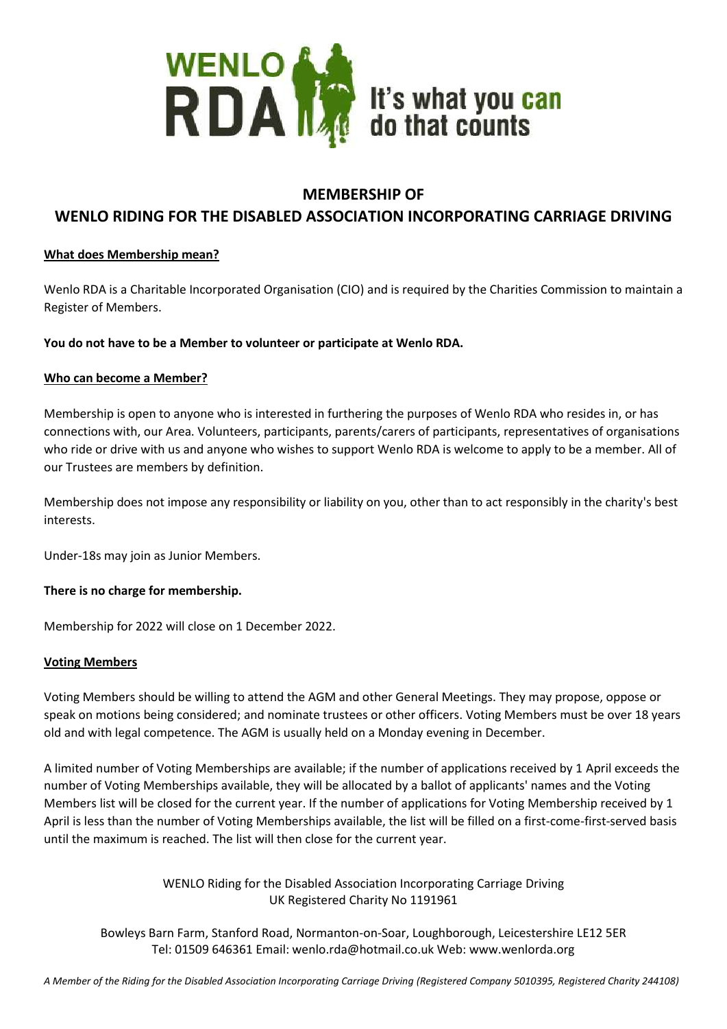WENLO RDA It's what you can do that counts

# MEMBERSHIP OF WENLO RIDING FOR THE DISABLED ASSOCIATION INCORPORATING CARRIAGE DRIVING

## What does Membership mean?

Wenlo RDA is a Charitable Incorporated Organisation (CIO) and is required by the Charities Commission to maintain a Register of Members.

**You do not have to be a Member to volunteer or participate at Wenlo RDA.**

## Who can become a Member?

Membership is open to anyone who is interested in furthering the purposes of Wenlo RDA who resides in, or has connections with, our Area. Volunteers, participants, parents/carers of participants, representatives of organisations who ride or drive with us and anyone who wishes to support Wenlo RDA is welcome to apply to be a member. All of our Trustees are members by definition.

Membership does not impose any responsibility or liability on you, other than to act responsibly in the charity's best interests.

Under-18s may join as Junior Members.

**There is no charge for membership.**

Membership for 2022 will close on 1 December 2022.

## Voting Members

Voting Members should be willing to attend the AGM and other General Meetings. They may propose, oppose or speak on motions being considered; and nominate trustees or other officers. Voting Members must be over 18 years old and with legal competence. The AGM is usually held on a Monday evening in December.

A limited number of Voting Memberships are available; if the number of applications received by 1 April exceeds the number of Voting Memberships available, they will be allocated by a ballot of applicants' names and the Voting Members list will be closed for the current year. If the number of applications for Voting Membership received by 1 April is less than the number of Voting Memberships available, the list will be filled on a first-come-first-served basis until the maximum is reached. The list will then close for the current year.

WENLO Riding for the Disabled Association Incorporating Carriage Driving
UK Registered Charity No 1191961

Bowleys Barn Farm, Stanford Road, Normanton-on-Soar, Loughborough, Leicestershire LE12 5ER
Tel: 01509 646361 Email: wenlo.rda@hotmail.co.uk Web: www.wenlorda.org

*A Member of the Riding for the Disabled Association Incorporating Carriage Driving (Registered Company 5010395, Registered Charity 244108)*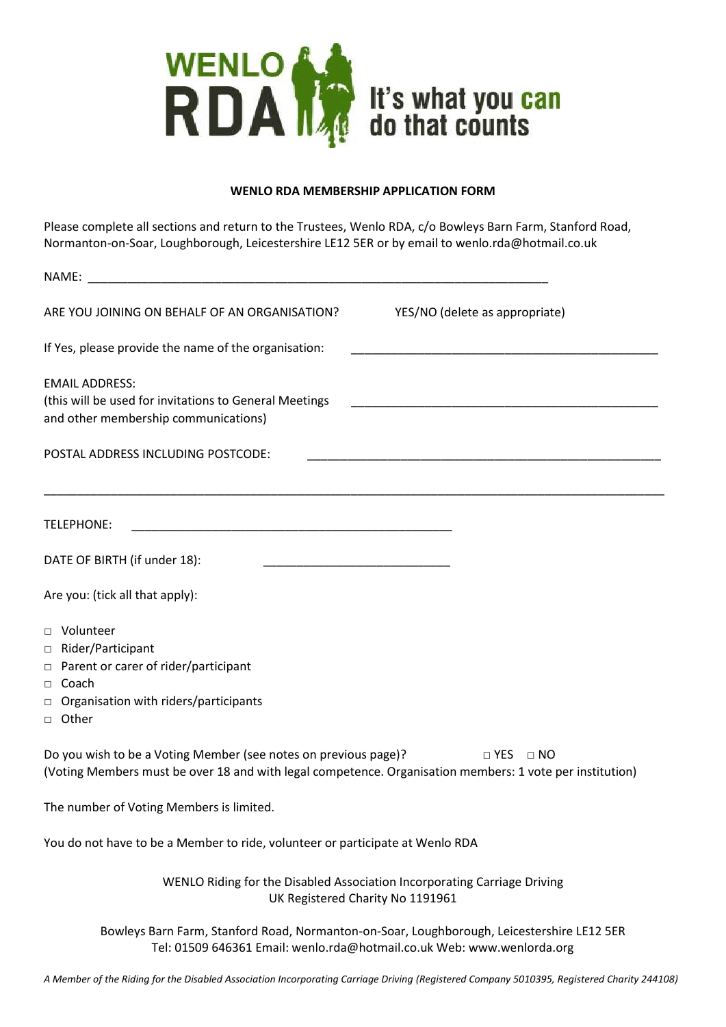WENLO RDA It's what you can do that counts

**WENLO RDA MEMBERSHIP APPLICATION FORM**

Please complete all sections and return to the Trustees, Wenlo RDA, c/o Bowleys Barn Farm, Stanford Road, Normanton-on-Soar, Loughborough, Leicestershire LE12 5ER or by email to wenlo.rda@hotmail.co.uk

NAME: ______________________________________________________________________

ARE YOU JOINING ON BEHALF OF AN ORGANISATION? YES/NO (delete as appropriate)

If Yes, please provide the name of the organisation: ______________________________________________

EMAIL ADDRESS:
(this will be used for invitations to General Meetings and other membership communications) ______________________________________________

POSTAL ADDRESS INCLUDING POSTCODE: ______________________________________________

______________________________________________________________________________________________

TELEPHONE: ______________________________________________

DATE OF BIRTH (if under 18): ___________________________

Are you: (tick all that apply):

- □ Volunteer
- □ Rider/Participant
- □ Parent or carer of rider/participant
- □ Coach
- □ Organisation with riders/participants
- □ Other

Do you wish to be a Voting Member (see notes on previous page)? □ YES □ NO
(Voting Members must be over 18 and with legal competence. Organisation members: 1 vote per institution)

The number of Voting Members is limited.

You do not have to be a Member to ride, volunteer or participate at Wenlo RDA

WENLO Riding for the Disabled Association Incorporating Carriage Driving
UK Registered Charity No 1191961

Bowleys Barn Farm, Stanford Road, Normanton-on-Soar, Loughborough, Leicestershire LE12 5ER
Tel: 01509 646361 Email: wenlo.rda@hotmail.co.uk Web: www.wenlorda.org

*A Member of the Riding for the Disabled Association Incorporating Carriage Driving (Registered Company 5010395, Registered Charity 244108)*